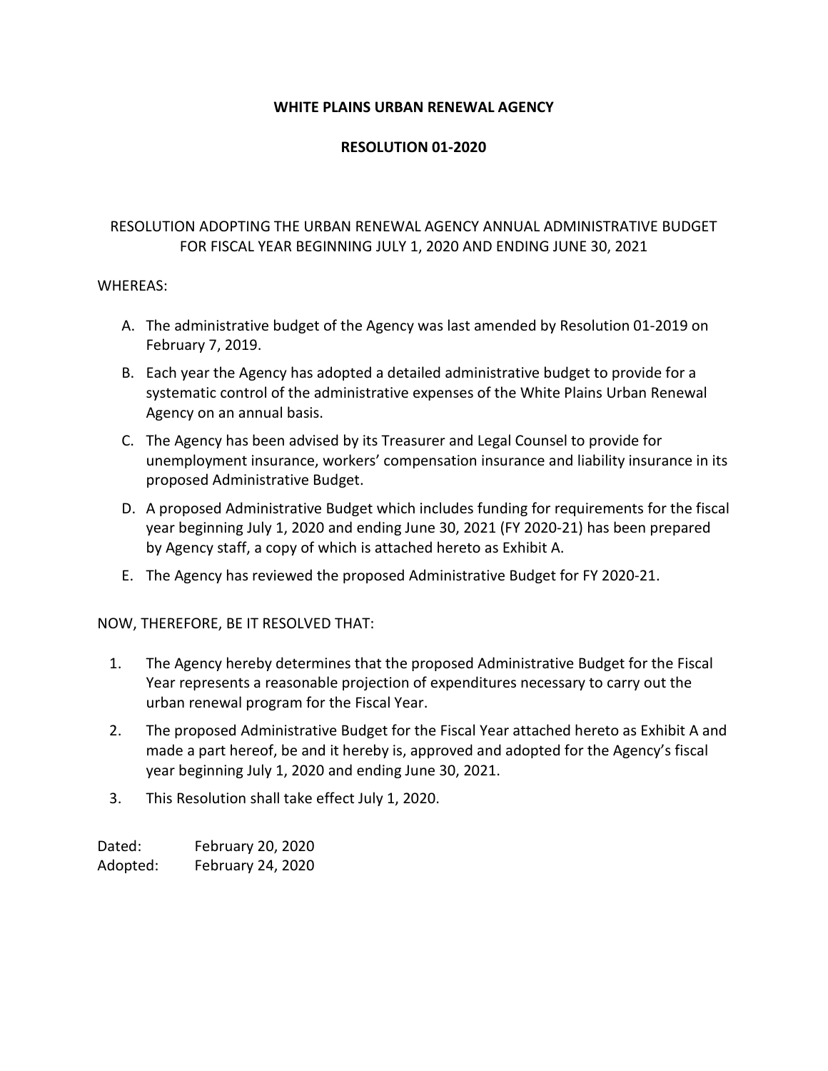**WHITE PLAINS URBAN RENEWAL AGENCY**

**RESOLUTION 01-2020**

RESOLUTION ADOPTING THE URBAN RENEWAL AGENCY ANNUAL ADMINISTRATIVE BUDGET FOR FISCAL YEAR BEGINNING JULY 1, 2020 AND ENDING JUNE 30, 2021

WHEREAS:

A. The administrative budget of the Agency was last amended by Resolution 01-2019 on February 7, 2019.

B. Each year the Agency has adopted a detailed administrative budget to provide for a systematic control of the administrative expenses of the White Plains Urban Renewal Agency on an annual basis.

C. The Agency has been advised by its Treasurer and Legal Counsel to provide for unemployment insurance, workers' compensation insurance and liability insurance in its proposed Administrative Budget.

D. A proposed Administrative Budget which includes funding for requirements for the fiscal year beginning July 1, 2020 and ending June 30, 2021 (FY 2020-21) has been prepared by Agency staff, a copy of which is attached hereto as Exhibit A.

E. The Agency has reviewed the proposed Administrative Budget for FY 2020-21.

NOW, THEREFORE, BE IT RESOLVED THAT:

1. The Agency hereby determines that the proposed Administrative Budget for the Fiscal Year represents a reasonable projection of expenditures necessary to carry out the urban renewal program for the Fiscal Year.

2. The proposed Administrative Budget for the Fiscal Year attached hereto as Exhibit A and made a part hereof, be and it hereby is, approved and adopted for the Agency's fiscal year beginning July 1, 2020 and ending June 30, 2021.

3. This Resolution shall take effect July 1, 2020.

Dated: February 20, 2020
Adopted: February 24, 2020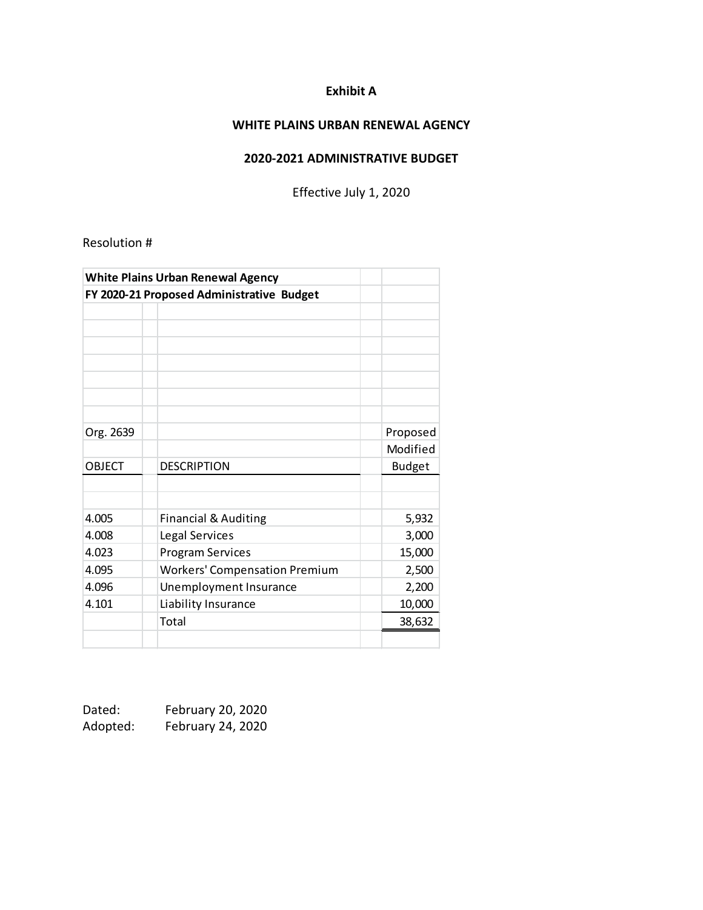**Exhibit A**

**WHITE PLAINS URBAN RENEWAL AGENCY**

**2020-2021 ADMINISTRATIVE BUDGET**

Effective July 1, 2020

Resolution #

| **White Plains Urban Renewal Agency** | | |
|---|---|---|
| **FY 2020-21 Proposed Administrative Budget** | | |
| Org. 2639 | | Proposed Modified Budget |
| OBJECT | DESCRIPTION | |
| 4.005 | Financial & Auditing | 5,932 |
| 4.008 | Legal Services | 3,000 |
| 4.023 | Program Services | 15,000 |
| 4.095 | Workers' Compensation Premium | 2,500 |
| 4.096 | Unemployment Insurance | 2,200 |
| 4.101 | Liability Insurance | 10,000 |
| | Total | 38,632 |

Dated: February 20, 2020
Adopted: February 24, 2020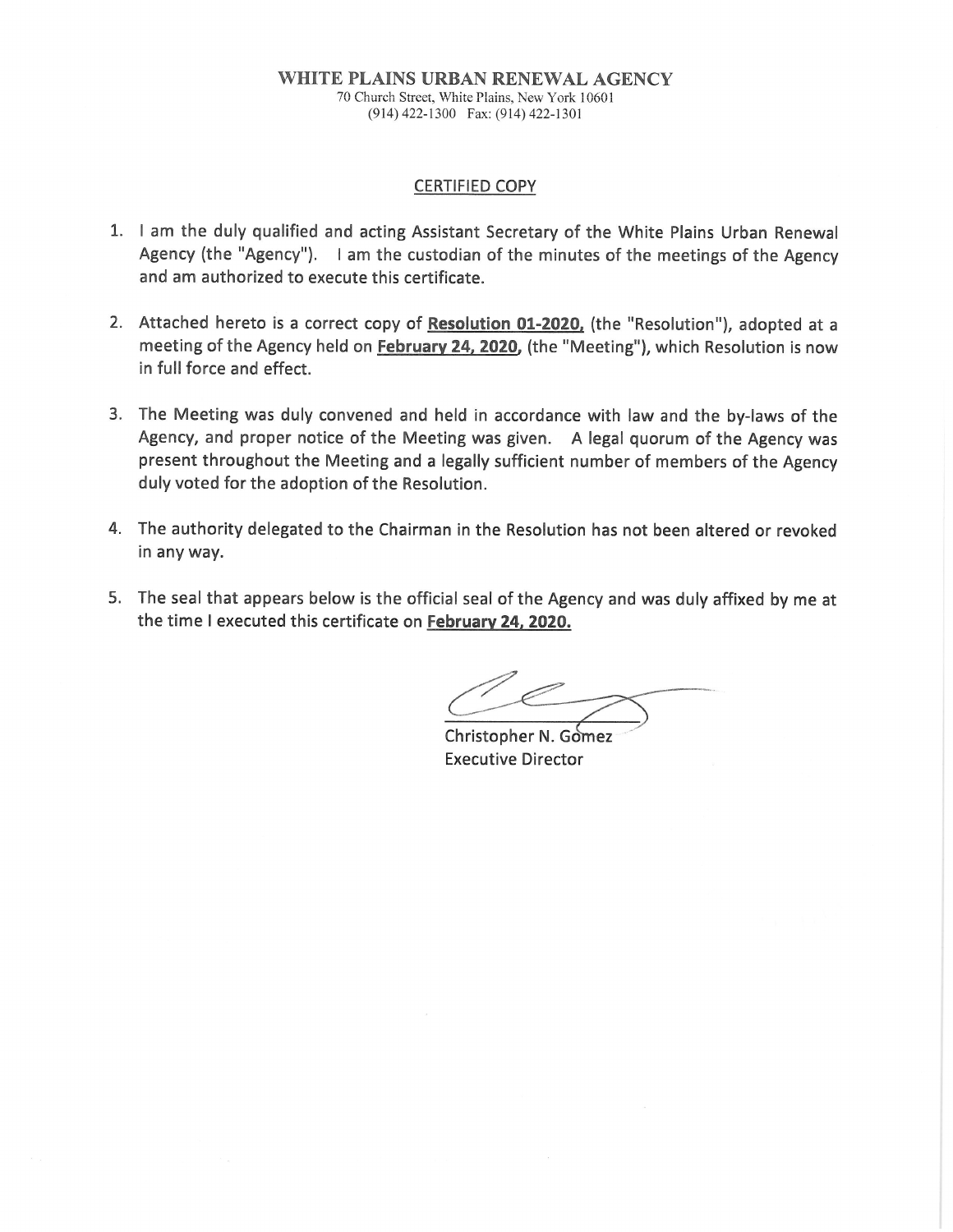**WHITE PLAINS URBAN RENEWAL AGENCY**
70 Church Street, White Plains, New York 10601
(914) 422-1300 Fax: (914) 422-1301

## CERTIFIED COPY

1. I am the duly qualified and acting Assistant Secretary of the White Plains Urban Renewal Agency (the "Agency"). I am the custodian of the minutes of the meetings of the Agency and am authorized to execute this certificate.

2. Attached hereto is a correct copy of **Resolution 01-2020,** (the "Resolution"), adopted at a meeting of the Agency held on **February 24, 2020,** (the "Meeting"), which Resolution is now in full force and effect.

3. The Meeting was duly convened and held in accordance with law and the by-laws of the Agency, and proper notice of the Meeting was given. A legal quorum of the Agency was present throughout the Meeting and a legally sufficient number of members of the Agency duly voted for the adoption of the Resolution.

4. The authority delegated to the Chairman in the Resolution has not been altered or revoked in any way.

5. The seal that appears below is the official seal of the Agency and was duly affixed by me at the time I executed this certificate on **February 24, 2020.**

Christopher N. Gomez
Executive Director